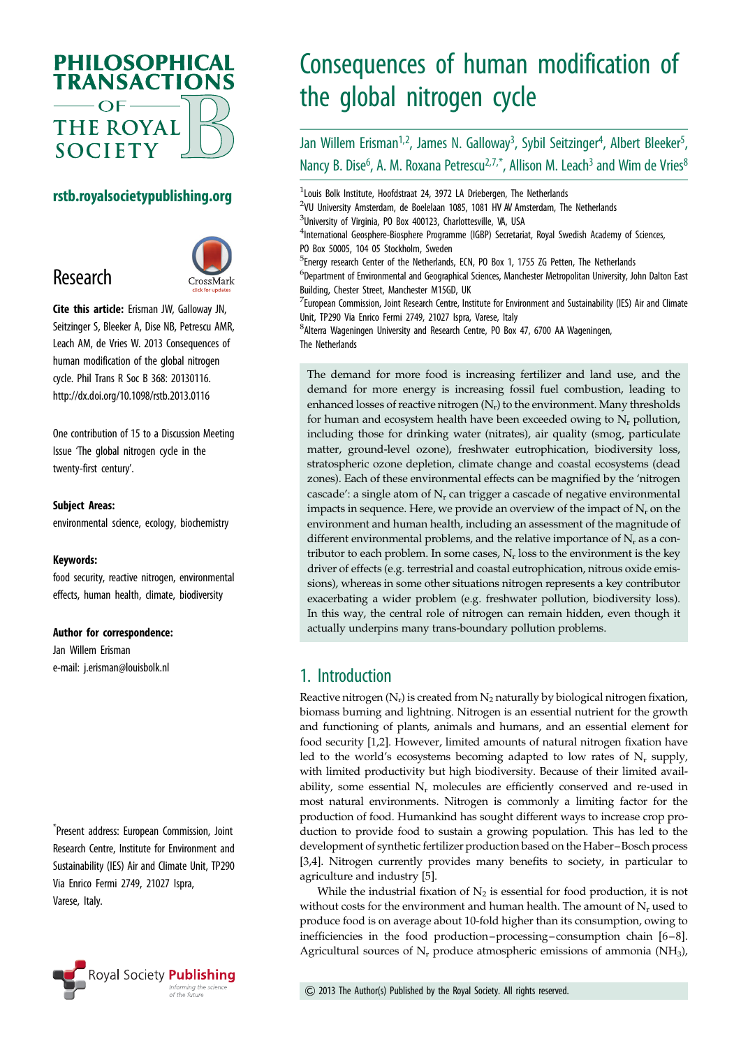# Consequences of human modification of the global nitrogen cycle

Jan Willem Erisman[1,2], James N. Galloway[3], Sybil Seitzinger[4], Albert Bleeker[5], Nancy B. Dise[6], A. M. Roxana Petrescu[2,7,*], Allison M. Leach[3] and Wim de Vries[8]

[1]Louis Bolk Institute, Hoofdstraat 24, 3972 LA Driebergen, The Netherlands
[2]VU University Amsterdam, de Boelelaan 1085, 1081 HV AV Amsterdam, The Netherlands
[3]University of Virginia, PO Box 400123, Charlottesville, VA, USA
[4]International Geosphere-Biosphere Programme (IGBP) Secretariat, Royal Swedish Academy of Sciences, PO Box 50005, 104 05 Stockholm, Sweden
[5]Energy research Center of the Netherlands, ECN, PO Box 1, 1755 ZG Petten, The Netherlands
[6]Department of Environmental and Geographical Sciences, Manchester Metropolitan University, John Dalton East Building, Chester Street, Manchester M15GD, UK
[7]European Commission, Joint Research Centre, Institute for Environment and Sustainability (IES) Air and Climate Unit, TP290 Via Enrico Fermi 2749, 21027 Ispra, Varese, Italy
[8]Alterra Wageningen University and Research Centre, PO Box 47, 6700 AA Wageningen, The Netherlands

rstb.royalsocietypublishing.org

Research

**Cite this article:** Erisman JW, Galloway JN, Seitzinger S, Bleeker A, Dise NB, Petrescu AMR, Leach AM, de Vries W. 2013 Consequences of human modification of the global nitrogen cycle. Phil Trans R Soc B 368: 20130116. http://dx.doi.org/10.1098/rstb.2013.0116

One contribution of 15 to a Discussion Meeting Issue 'The global nitrogen cycle in the twenty-first century'.

**Subject Areas:**
environmental science, ecology, biochemistry

**Keywords:**
food security, reactive nitrogen, environmental effects, human health, climate, biodiversity

**Author for correspondence:**
Jan Willem Erisman
e-mail: j.erisman@louisbolk.nl

*Present address: European Commission, Joint Research Centre, Institute for Environment and Sustainability (IES) Air and Climate Unit, TP290 Via Enrico Fermi 2749, 21027 Ispra, Varese, Italy.

The demand for more food is increasing fertilizer and land use, and the demand for more energy is increasing fossil fuel combustion, leading to enhanced losses of reactive nitrogen ($N_r$) to the environment. Many thresholds for human and ecosystem health have been exceeded owing to $N_r$ pollution, including those for drinking water (nitrates), air quality (smog, particulate matter, ground-level ozone), freshwater eutrophication, biodiversity loss, stratospheric ozone depletion, climate change and coastal ecosystems (dead zones). Each of these environmental effects can be magnified by the 'nitrogen cascade': a single atom of $N_r$ can trigger a cascade of negative environmental impacts in sequence. Here, we provide an overview of the impact of $N_r$ on the environment and human health, including an assessment of the magnitude of different environmental problems, and the relative importance of $N_r$ as a contributor to each problem. In some cases, $N_r$ loss to the environment is the key driver of effects (e.g. terrestrial and coastal eutrophication, nitrous oxide emissions), whereas in some other situations nitrogen represents a key contributor exacerbating a wider problem (e.g. freshwater pollution, biodiversity loss). In this way, the central role of nitrogen can remain hidden, even though it actually underpins many trans-boundary pollution problems.

## 1. Introduction

Reactive nitrogen ($N_r$) is created from $N_2$ naturally by biological nitrogen fixation, biomass burning and lightning. Nitrogen is an essential nutrient for the growth and functioning of plants, animals and humans, and an essential element for food security [1,2]. However, limited amounts of natural nitrogen fixation have led to the world's ecosystems becoming adapted to low rates of $N_r$ supply, with limited productivity but high biodiversity. Because of their limited availability, some essential $N_r$ molecules are efficiently conserved and re-used in most natural environments. Nitrogen is commonly a limiting factor for the production of food. Humankind has sought different ways to increase crop production to provide food to sustain a growing population. This has led to the development of synthetic fertilizer production based on the Haber–Bosch process [3,4]. Nitrogen currently provides many benefits to society, in particular to agriculture and industry [5].

While the industrial fixation of $N_2$ is essential for food production, it is not without costs for the environment and human health. The amount of $N_r$ used to produce food is on average about 10-fold higher than its consumption, owing to inefficiencies in the food production–processing–consumption chain [6–8]. Agricultural sources of $N_r$ produce atmospheric emissions of ammonia ($NH_3$),

© 2013 The Author(s) Published by the Royal Society. All rights reserved.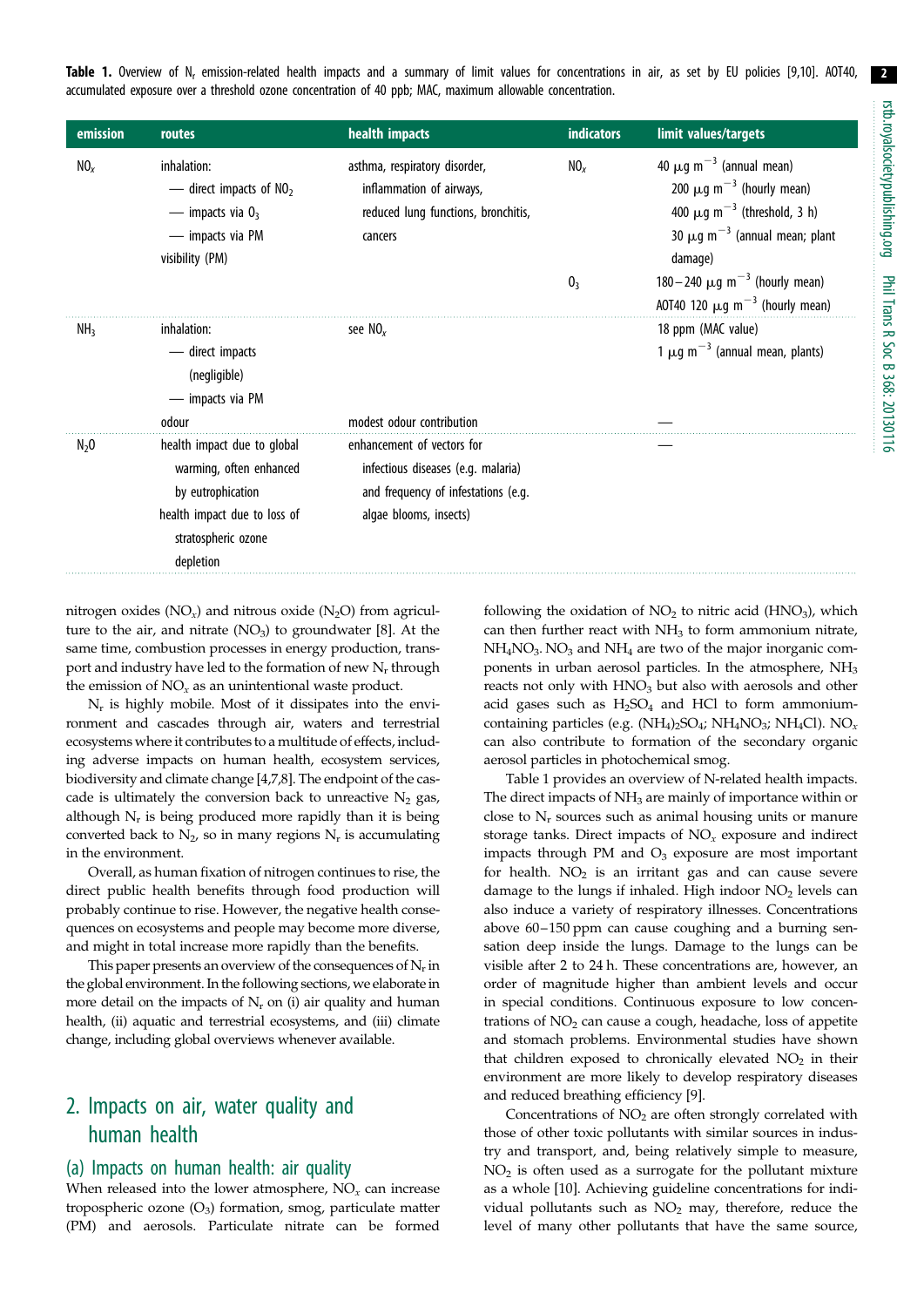**Table 1.** Overview of $N_r$ emission-related health impacts and a summary of limit values for concentrations in air, as set by EU policies [9,10]. AOT40, accumulated exposure over a threshold ozone concentration of 40 ppb; MAC, maximum allowable concentration.

| emission | routes | health impacts | indicators | limit values/targets |
|---|---|---|---|---|
| $NO_x$ | inhalation:<br>— direct impacts of $NO_2$<br>— impacts via $O_3$<br>— impacts via PM<br>visibility (PM) | asthma, respiratory disorder, inflammation of airways, reduced lung functions, bronchitis, cancers | $NO_x$ | 40 $\mu g\ m^{-3}$ (annual mean)<br>200 $\mu g\ m^{-3}$ (hourly mean)<br>400 $\mu g\ m^{-3}$ (threshold, 3 h)<br>30 $\mu g\ m^{-3}$ (annual mean; plant damage) |
| | | | $O_3$ | 180–240 $\mu g\ m^{-3}$ (hourly mean)<br>AOT40 120 $\mu g\ m^{-3}$ (hourly mean) |
| $NH_3$ | inhalation:<br>— direct impacts (negligible)<br>— impacts via PM | see $NO_x$ | | 18 ppm (MAC value)<br>1 $\mu g\ m^{-3}$ (annual mean, plants) |
| | odour | modest odour contribution | | — |
| $N_2O$ | health impact due to global warming, often enhanced by eutrophication<br>health impact due to loss of stratospheric ozone depletion | enhancement of vectors for infectious diseases (e.g. malaria) and frequency of infestations (e.g. algae blooms, insects) | | — |

nitrogen oxides ($NO_x$) and nitrous oxide ($N_2O$) from agriculture to the air, and nitrate ($NO_3$) to groundwater [8]. At the same time, combustion processes in energy production, transport and industry have led to the formation of new $N_r$ through the emission of $NO_x$ as an unintentional waste product.

$N_r$ is highly mobile. Most of it dissipates into the environment and cascades through air, waters and terrestrial ecosystems where it contributes to a multitude of effects, including adverse impacts on human health, ecosystem services, biodiversity and climate change [4,7,8]. The endpoint of the cascade is ultimately the conversion back to unreactive $N_2$ gas, although $N_r$ is being produced more rapidly than it is being converted back to $N_2$, so in many regions $N_r$ is accumulating in the environment.

Overall, as human fixation of nitrogen continues to rise, the direct public health benefits through food production will probably continue to rise. However, the negative health consequences on ecosystems and people may become more diverse, and might in total increase more rapidly than the benefits.

This paper presents an overview of the consequences of $N_r$ in the global environment. In the following sections, we elaborate in more detail on the impacts of $N_r$ on (i) air quality and human health, (ii) aquatic and terrestrial ecosystems, and (iii) climate change, including global overviews whenever available.

## 2. Impacts on air, water quality and human health

### (a) Impacts on human health: air quality

When released into the lower atmosphere, $NO_x$ can increase tropospheric ozone ($O_3$) formation, smog, particulate matter (PM) and aerosols. Particulate nitrate can be formed following the oxidation of $NO_2$ to nitric acid ($HNO_3$), which can then further react with $NH_3$ to form ammonium nitrate, $NH_4NO_3$. $NO_3$ and $NH_4$ are two of the major inorganic components in urban aerosol particles. In the atmosphere, $NH_3$ reacts not only with $HNO_3$ but also with sulfuric acid and other acid gases such as $H_2SO_4$ and HCl to form ammonium-containing particles (e.g. $(NH_4)_2SO_4$; $NH_4NO_3$; $NH_4Cl$). $NO_x$ can also contribute to formation of the secondary organic aerosol particles in photochemical smog.

Table 1 provides an overview of N-related health impacts. The direct impacts of $NH_3$ are mainly of importance within or close to $N_r$ sources such as animal housing units or manure storage tanks. Direct impacts of $NO_x$ exposure and indirect impacts through PM and $O_3$ exposure are most important for health. $NO_2$ is an irritant gas and can cause severe damage to the lungs if inhaled. High indoor $NO_2$ levels can also induce a variety of respiratory illnesses. Concentrations above 60–150 ppm can cause coughing and a burning sensation deep inside the lungs. Damage to the lungs can be visible after 2 to 24 h. These concentrations are, however, an order of magnitude higher than ambient levels and occur in special conditions. Continuous exposure to low concentrations of $NO_2$ can cause a cough, headache, loss of appetite and stomach problems. Environmental studies have shown that children exposed to chronically elevated $NO_2$ in their environment are more likely to develop respiratory diseases and reduced breathing efficiency [9].

Concentrations of $NO_2$ are often strongly correlated with those of other toxic pollutants with similar sources in industry and transport, and, being relatively simple to measure, $NO_2$ is often used as a surrogate for the pollutant mixture as a whole [10]. Achieving guideline concentrations for individual pollutants such as $NO_2$ may, therefore, reduce the level of many other pollutants that have the same source,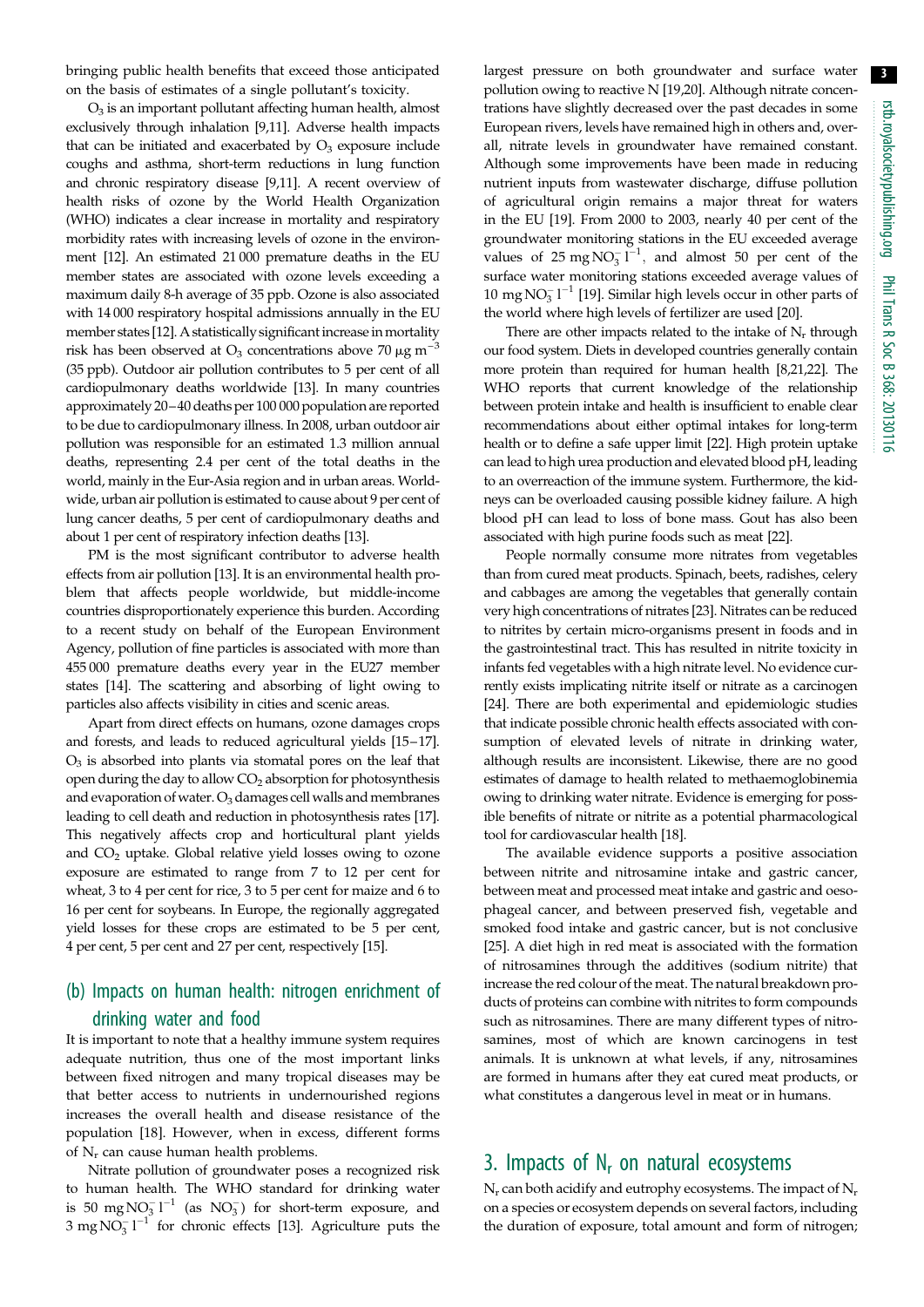bringing public health benefits that exceed those anticipated on the basis of estimates of a single pollutant's toxicity.

$O_3$ is an important pollutant affecting human health, almost exclusively through inhalation [9,11]. Adverse health impacts that can be initiated and exacerbated by $O_3$ exposure include coughs and asthma, short-term reductions in lung function and chronic respiratory disease [9,11]. A recent overview of health risks of ozone by the World Health Organization (WHO) indicates a clear increase in mortality and respiratory morbidity rates with increasing levels of ozone in the environment [12]. An estimated 21 000 premature deaths in the EU member states are associated with ozone levels exceeding a maximum daily 8-h average of 35 ppb. Ozone is also associated with 14 000 respiratory hospital admissions annually in the EU member states [12]. A statistically significant increase in mortality risk has been observed at $O_3$ concentrations above 70 $\mu g\ m^{-3}$ (35 ppb). Outdoor air pollution contributes to 5 per cent of all cardiopulmonary deaths worldwide [13]. In many countries approximately 20–40 deaths per 100 000 population are reported to be due to cardiopulmonary illness. In 2008, urban outdoor air pollution was responsible for an estimated 1.3 million annual deaths, representing 2.4 per cent of the total deaths in the world, mainly in the Eur-Asia region and in urban areas. Worldwide, urban air pollution is estimated to cause about 9 per cent of lung cancer deaths, 5 per cent of cardiopulmonary deaths and about 1 per cent of respiratory infection deaths [13].

PM is the most significant contributor to adverse health effects from air pollution [13]. It is an environmental health problem that affects people worldwide, but middle-income countries disproportionately experience this burden. According to a recent study on behalf of the European Environment Agency, pollution of fine particles is associated with more than 455 000 premature deaths every year in the EU27 member states [14]. The scattering and absorbing of light owing to particles also affects visibility in cities and scenic areas.

Apart from direct effects on humans, ozone damages crops and forests, and leads to reduced agricultural yields [15–17]. $O_3$ is absorbed into plants via stomatal pores on the leaf that open during the day to allow $CO_2$ absorption for photosynthesis and evaporation of water. $O_3$ damages cell walls and membranes leading to cell death and reduction in photosynthesis rates [17]. This negatively affects crop and horticultural plant yields and $CO_2$ uptake. Global relative yield losses owing to ozone exposure are estimated to range from 7 to 12 per cent for wheat, 3 to 4 per cent for rice, 3 to 5 per cent for maize and 6 to 16 per cent for soybeans. In Europe, the regionally aggregated yield losses for these crops are estimated to be 5 per cent, 4 per cent, 5 per cent and 27 per cent, respectively [15].

## (b) Impacts on human health: nitrogen enrichment of drinking water and food

It is important to note that a healthy immune system requires adequate nutrition, thus one of the most important links between fixed nitrogen and many tropical diseases may be that better access to nutrients in undernourished regions increases the overall health and disease resistance of the population [18]. However, when in excess, different forms of $N_r$ can cause human health problems.

Nitrate pollution of groundwater poses a recognized risk to human health. The WHO standard for drinking water is 50 $mg\,NO_3^-\,l^{-1}$ (as $NO_3^-$) for short-term exposure, and 3 $mg\,NO_3^-\,l^{-1}$ for chronic effects [13]. Agriculture puts the largest pressure on both groundwater and surface water pollution owing to reactive N [19,20]. Although nitrate concentrations have slightly decreased over the past decades in some European rivers, levels have remained high in others and, overall, nitrate levels in groundwater have remained constant. Although some improvements have been made in reducing nutrient inputs from wastewater discharge, diffuse pollution of agricultural origin remains a major threat for waters in the EU [19]. From 2000 to 2003, nearly 40 per cent of the groundwater monitoring stations in the EU exceeded average values of 25 $mg\,NO_3^-\,l^{-1}$, and almost 50 per cent of the surface water monitoring stations exceeded average values of 10 $mg\,NO_3^-\,l^{-1}$ [19]. Similar high levels occur in other parts of the world where high levels of fertilizer are used [20].

There are other impacts related to the intake of $N_r$ through our food system. Diets in developed countries generally contain more protein than required for human health [8,21,22]. The WHO reports that current knowledge of the relationship between protein intake and health is insufficient to enable clear recommendations about either optimal intakes for long-term health or to define a safe upper limit [22]. High protein uptake can lead to high urea production and elevated blood pH, leading to an overreaction of the immune system. Furthermore, the kidneys can be overloaded causing possible kidney failure. A high blood pH can lead to loss of bone mass. Gout has also been associated with high purine foods such as meat [22].

People normally consume more nitrates from vegetables than from cured meat products. Spinach, beets, radishes, celery and cabbages are among the vegetables that generally contain very high concentrations of nitrates [23]. Nitrates can be reduced to nitrites by certain micro-organisms present in foods and in the gastrointestinal tract. This has resulted in nitrite toxicity in infants fed vegetables with a high nitrate level. No evidence currently exists implicating nitrite itself or nitrate as a carcinogen [24]. There are both experimental and epidemiologic studies that indicate possible chronic health effects associated with consumption of elevated levels of nitrate in drinking water, although results are inconsistent. Likewise, there are no good estimates of damage to health related to methaemoglobinemia owing to drinking water nitrate. Evidence is emerging for possible benefits of nitrate or nitrite as a potential pharmacological tool for cardiovascular health [18].

The available evidence supports a positive association between nitrite and nitrosamine intake and gastric cancer, between meat and processed meat intake and gastric and oesophageal cancer, and between preserved fish, vegetable and smoked food intake and gastric cancer, but is not conclusive [25]. A diet high in red meat is associated with the formation of nitrosamines through the additives (sodium nitrite) that increase the red colour of the meat. The natural breakdown products of proteins can combine with nitrites to form compounds such as nitrosamines. There are many different types of nitrosamines, most of which are known carcinogens in test animals. It is unknown at what levels, if any, nitrosamines are formed in humans after they eat cured meat products, or what constitutes a dangerous level in meat or in humans.

# 3. Impacts of $N_r$ on natural ecosystems

$N_r$ can both acidify and eutrophy ecosystems. The impact of $N_r$ on a species or ecosystem depends on several factors, including the duration of exposure, total amount and form of nitrogen;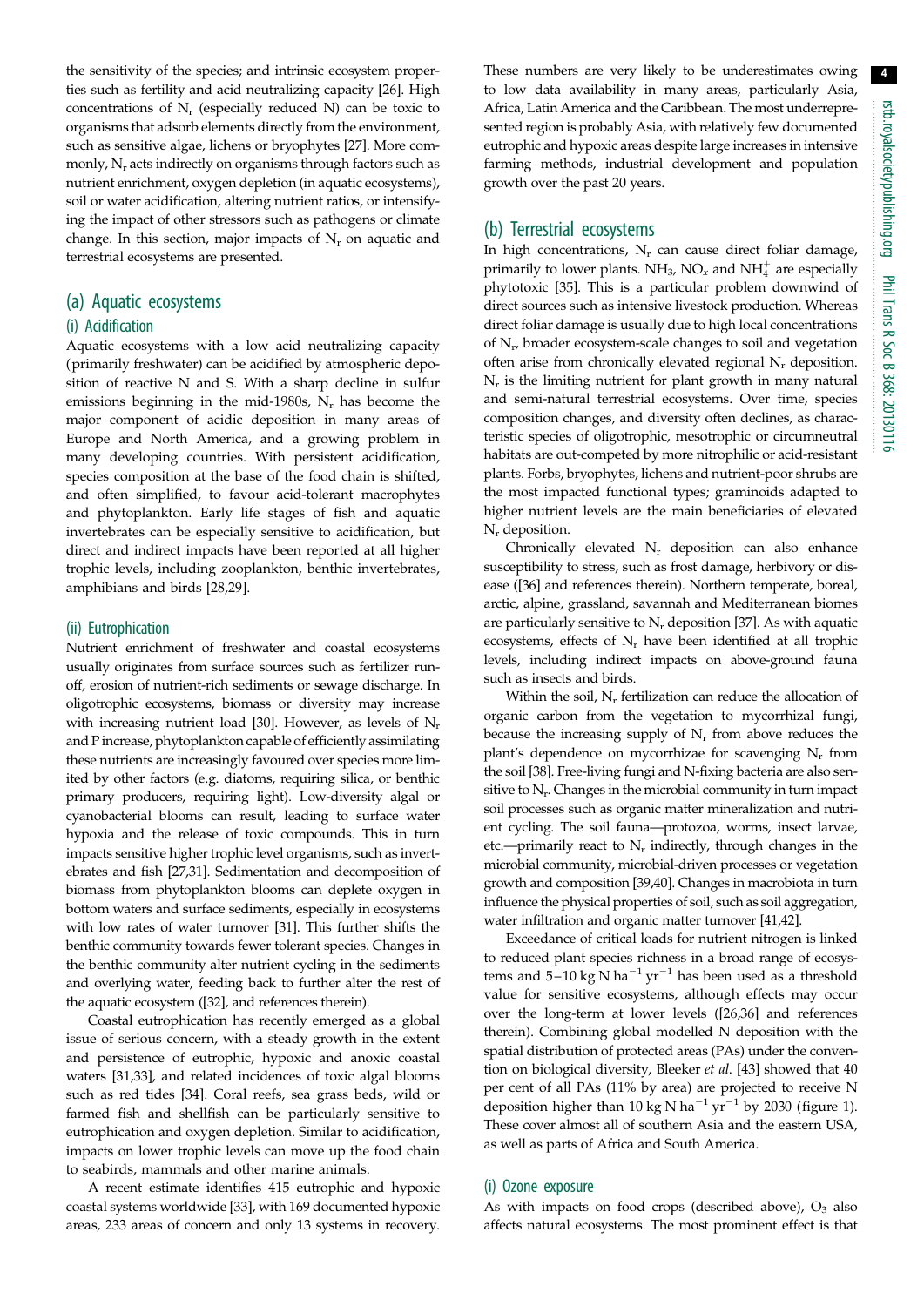the sensitivity of the species; and intrinsic ecosystem properties such as fertility and acid neutralizing capacity [26]. High concentrations of $N_r$ (especially reduced N) can be toxic to organisms that adsorb elements directly from the environment, such as sensitive algae, lichens or bryophytes [27]. More commonly, $N_r$ acts indirectly on organisms through factors such as nutrient enrichment, oxygen depletion (in aquatic ecosystems), soil or water acidification, altering nutrient ratios, or intensifying the impact of other stressors such as pathogens or climate change. In this section, major impacts of $N_r$ on aquatic and terrestrial ecosystems are presented.

## (a) Aquatic ecosystems

### (i) Acidification

Aquatic ecosystems with a low acid neutralizing capacity (primarily freshwater) can be acidified by atmospheric deposition of reactive N and S. With a sharp decline in sulfur emissions beginning in the mid-1980s, $N_r$ has become the major component of acidic deposition in many areas of Europe and North America, and a growing problem in many developing countries. With persistent acidification, species composition at the base of the food chain is shifted, and often simplified, to favour acid-tolerant macrophytes and phytoplankton. Early life stages of fish and aquatic invertebrates can be especially sensitive to acidification, but direct and indirect impacts have been reported at all higher trophic levels, including zooplankton, benthic invertebrates, amphibians and birds [28,29].

### (ii) Eutrophication

Nutrient enrichment of freshwater and coastal ecosystems usually originates from surface sources such as fertilizer runoff, erosion of nutrient-rich sediments or sewage discharge. In oligotrophic ecosystems, biomass or diversity may increase with increasing nutrient load [30]. However, as levels of $N_r$ and P increase, phytoplankton capable of efficiently assimilating these nutrients are increasingly favoured over species more limited by other factors (e.g. diatoms, requiring silica, or benthic primary producers, requiring light). Low-diversity algal or cyanobacterial blooms can result, leading to surface water hypoxia and the release of toxic compounds. This in turn impacts sensitive higher trophic level organisms, such as invertebrates and fish [27,31]. Sedimentation and decomposition of biomass from phytoplankton blooms can deplete oxygen in bottom waters and surface sediments, especially in ecosystems with low rates of water turnover [31]. This further shifts the benthic community towards fewer tolerant species. Changes in the benthic community alter nutrient cycling in the sediments and overlying water, feeding back to further alter the rest of the aquatic ecosystem ([32], and references therein).

Coastal eutrophication has recently emerged as a global issue of serious concern, with a steady growth in the extent and persistence of eutrophic, hypoxic and anoxic coastal waters [31,33], and related incidences of toxic algal blooms such as red tides [34]. Coral reefs, sea grass beds, wild or farmed fish and shellfish can be particularly sensitive to eutrophication and oxygen depletion. Similar to acidification, impacts on lower trophic levels can move up the food chain to seabirds, mammals and other marine animals.

A recent estimate identifies 415 eutrophic and hypoxic coastal systems worldwide [33], with 169 documented hypoxic areas, 233 areas of concern and only 13 systems in recovery. These numbers are very likely to be underestimates owing to low data availability in many areas, particularly Asia, Africa, Latin America and the Caribbean. The most underrepresented region is probably Asia, with relatively few documented eutrophic and hypoxic areas despite large increases in intensive farming methods, industrial development and population growth over the past 20 years.

## (b) Terrestrial ecosystems

In high concentrations, $N_r$ can cause direct foliar damage, primarily to lower plants. $NH_3$, $NO_x$ and $NH_4^+$ are especially phytotoxic [35]. This is a particular problem downwind of direct sources such as intensive livestock production. Whereas direct foliar damage is usually due to high local concentrations of $N_r$, broader ecosystem-scale changes to soil and vegetation often arise from chronically elevated regional $N_r$ deposition. $N_r$ is the limiting nutrient for plant growth in many natural and semi-natural terrestrial ecosystems. Over time, species composition changes, and diversity often declines, as characteristic species of oligotrophic, mesotrophic or circumneutral habitats are out-competed by more nitrophilic or acid-resistant plants. Forbs, bryophytes, lichens and nutrient-poor shrubs are the most impacted functional types; graminoids adapted to higher nutrient levels are the main beneficiaries of elevated $N_r$ deposition.

Chronically elevated $N_r$ deposition can also enhance susceptibility to stress, such as frost damage, herbivory or disease ([36] and references therein). Northern temperate, boreal, arctic, alpine, grassland, savannah and Mediterranean biomes are particularly sensitive to $N_r$ deposition [37]. As with aquatic ecosystems, effects of $N_r$ have been identified at all trophic levels, including indirect impacts on above-ground fauna such as insects and birds.

Within the soil, $N_r$ fertilization can reduce the allocation of organic carbon from the vegetation to mycorrhizal fungi, because the increasing supply of $N_r$ from above reduces the plant's dependence on mycorrhizae for scavenging $N_r$ from the soil [38]. Free-living fungi and N-fixing bacteria are also sensitive to $N_r$. Changes in the microbial community in turn impact soil processes such as organic matter mineralization and nutrient cycling. The soil fauna—protozoa, worms, insect larvae, etc.—primarily react to $N_r$ indirectly, through changes in the microbial community, microbial-driven processes or vegetation growth and composition [39,40]. Changes in macrobiota in turn influence the physical properties of soil, such as soil aggregation, water infiltration and organic matter turnover [41,42].

Exceedance of critical loads for nutrient nitrogen is linked to reduced plant species richness in a broad range of ecosystems and 5–10 $\text{kg N ha}^{-1}\text{ yr}^{-1}$ has been used as a threshold value for sensitive ecosystems, although effects may occur over the long-term at lower levels ([26,36] and references therein). Combining global modelled N deposition with the spatial distribution of protected areas (PAs) under the convention on biological diversity, Bleeker *et al.* [43] showed that 40 per cent of all PAs (11% by area) are projected to receive N deposition higher than 10 $\text{kg N ha}^{-1}\text{ yr}^{-1}$ by 2030 (figure 1). These cover almost all of southern Asia and the eastern USA, as well as parts of Africa and South America.

### (i) Ozone exposure

As with impacts on food crops (described above), $O_3$ also affects natural ecosystems. The most prominent effect is that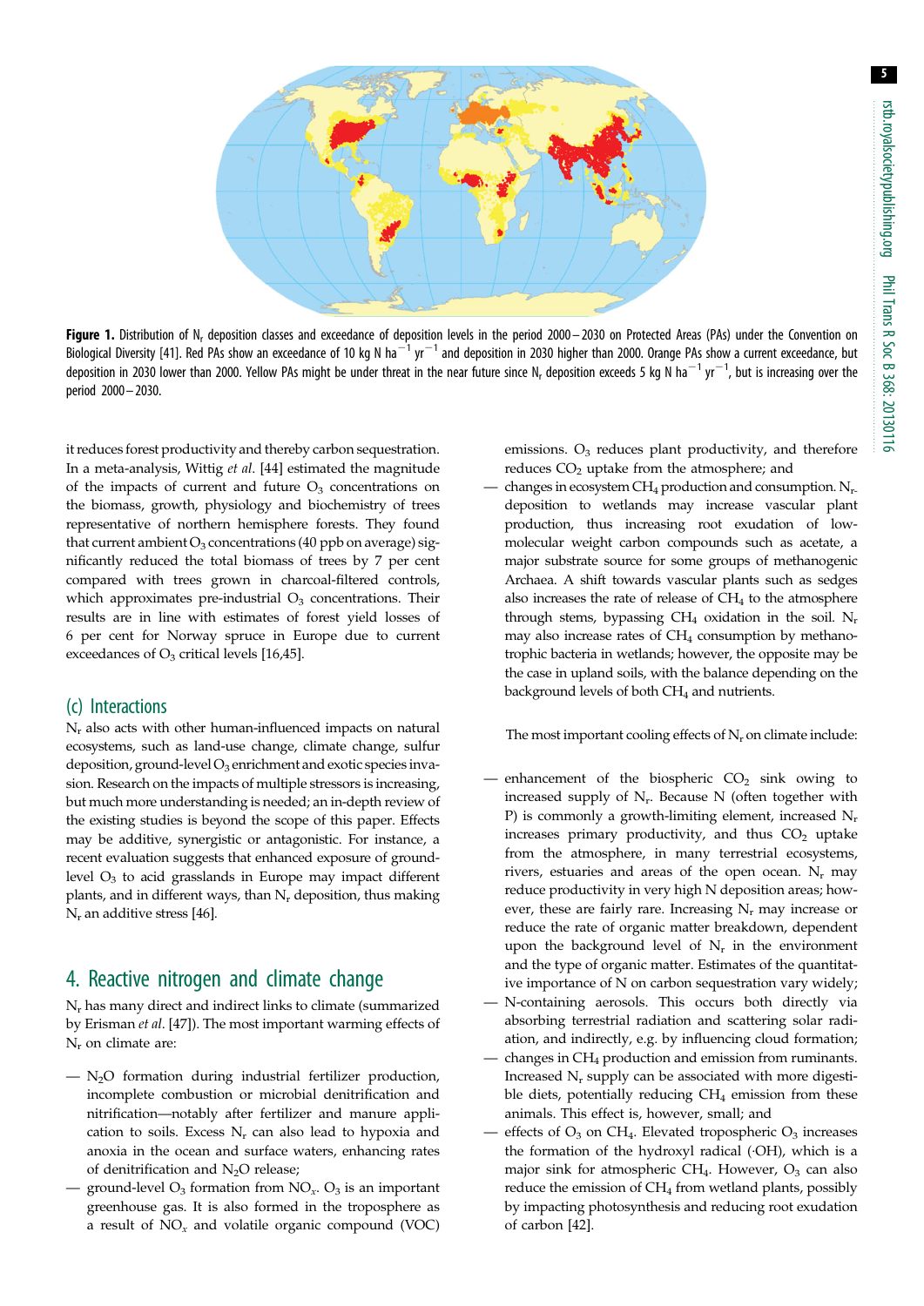**Figure 1.** Distribution of $N_r$ deposition classes and exceedance of deposition levels in the period 2000–2030 on Protected Areas (PAs) under the Convention on Biological Diversity [41]. Red PAs show an exceedance of 10 kg N $ha^{-1}$ $yr^{-1}$ and deposition in 2030 higher than 2000. Orange PAs show a current exceedance, but deposition in 2030 lower than 2000. Yellow PAs might be under threat in the near future since $N_r$ deposition exceeds 5 kg N $ha^{-1}$ $yr^{-1}$, but is increasing over the period 2000–2030.

it reduces forest productivity and thereby carbon sequestration. In a meta-analysis, Wittig *et al*. [44] estimated the magnitude of the impacts of current and future $O_3$ concentrations on the biomass, growth, physiology and biochemistry of trees representative of northern hemisphere forests. They found that current ambient $O_3$ concentrations (40 ppb on average) significantly reduced the total biomass of trees by 7 per cent compared with trees grown in charcoal-filtered controls, which approximates pre-industrial $O_3$ concentrations. Their results are in line with estimates of forest yield losses of 6 per cent for Norway spruce in Europe due to current exceedances of $O_3$ critical levels [16,45].

### (c) Interactions

$N_r$ also acts with other human-influenced impacts on natural ecosystems, such as land-use change, climate change, sulfur deposition, ground-level $O_3$ enrichment and exotic species invasion. Research on the impacts of multiple stressors is increasing, but much more understanding is needed; an in-depth review of the existing studies is beyond the scope of this paper. Effects may be additive, synergistic or antagonistic. For instance, a recent evaluation suggests that enhanced exposure of ground-level $O_3$ to acid grasslands in Europe may impact different plants, and in different ways, than $N_r$ deposition, thus making $N_r$ an additive stress [46].

## 4. Reactive nitrogen and climate change

$N_r$ has many direct and indirect links to climate (summarized by Erisman *et al*. [47]). The most important warming effects of $N_r$ on climate are:

- $N_2O$ formation during industrial fertilizer production, incomplete combustion or microbial denitrification and nitrification—notably after fertilizer and manure application to soils. Excess $N_r$ can also lead to hypoxia and anoxia in the ocean and surface waters, enhancing rates of denitrification and $N_2O$ release;
- ground-level $O_3$ formation from $NO_x$. $O_3$ is an important greenhouse gas. It is also formed in the troposphere as a result of $NO_x$ and volatile organic compound (VOC) emissions. $O_3$ reduces plant productivity, and therefore reduces $CO_2$ uptake from the atmosphere; and
- changes in ecosystem $CH_4$ production and consumption. $N_r$ deposition to wetlands may increase vascular plant production, thus increasing root exudation of low-molecular weight carbon compounds such as acetate, a major substrate source for some groups of methanogenic Archaea. A shift towards vascular plants such as sedges also increases the rate of release of $CH_4$ to the atmosphere through stems, bypassing $CH_4$ oxidation in the soil. $N_r$ may also increase rates of $CH_4$ consumption by methanotrophic bacteria in wetlands; however, the opposite may be the case in upland soils, with the balance depending on the background levels of both $CH_4$ and nutrients.

The most important cooling effects of $N_r$ on climate include:

- enhancement of the biospheric $CO_2$ sink owing to increased supply of $N_r$. Because N (often together with P) is commonly a growth-limiting element, increased $N_r$ increases primary productivity, and thus $CO_2$ uptake from the atmosphere, in many terrestrial ecosystems, rivers, estuaries and areas of the open ocean. $N_r$ may reduce productivity in very high N deposition areas; however, these are fairly rare. Increasing $N_r$ may increase or reduce the rate of organic matter breakdown, dependent upon the background level of $N_r$ in the environment and the type of organic matter. Estimates of the quantitative importance of N on carbon sequestration vary widely;
- N-containing aerosols. This occurs both directly via absorbing terrestrial radiation and scattering solar radiation, and indirectly, e.g. by influencing cloud formation;
- changes in $CH_4$ production and emission from ruminants. Increased $N_r$ supply can be associated with more digestible diets, potentially reducing $CH_4$ emission from these animals. This effect is, however, small; and
- effects of $O_3$ on $CH_4$. Elevated tropospheric $O_3$ increases the formation of the hydroxyl radical (·OH), which is a major sink for atmospheric $CH_4$. However, $O_3$ can also reduce the emission of $CH_4$ from wetland plants, possibly by impacting photosynthesis and reducing root exudation of carbon [42].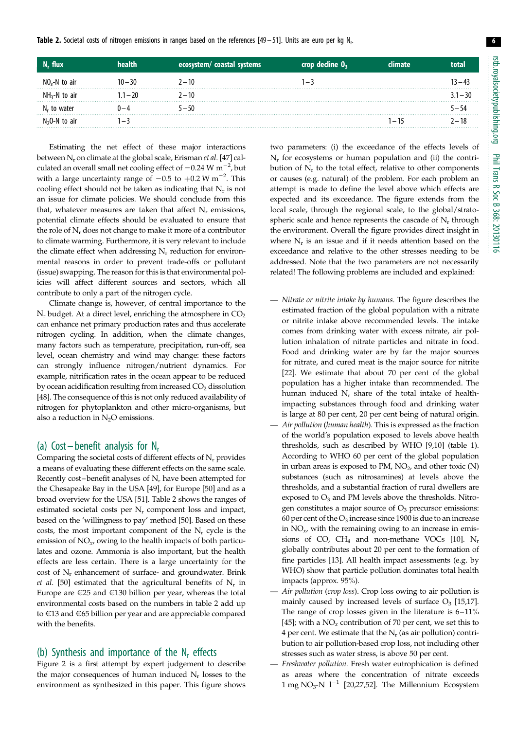**Table 2.** Societal costs of nitrogen emissions in ranges based on the references [49–51]. Units are euro per kg $N_r$.

| $N_r$ flux | health | ecosystem/ coastal systems | crop decline $O_3$ | climate | total |
|---|---|---|---|---|---|
| $NO_x$-N to air | 10–30 | 2–10 | 1–3 | | 13–43 |
| $NH_3$-N to air | 1.1–20 | 2–10 | | | 3.1–30 |
| $N_r$ to water | 0–4 | 5–50 | | | 5–54 |
| $N_2O$-N to air | 1–3 | | | 1–15 | 2–18 |

Estimating the net effect of these major interactions between $N_r$ on climate at the global scale, Erisman *et al.* [47] calculated an overall small net cooling effect of $-0.24$ W $m^{-2}$, but with a large uncertainty range of $-0.5$ to $+0.2$ W $m^{-2}$. This cooling effect should not be taken as indicating that $N_r$ is not an issue for climate policies. We should conclude from this that, whatever measures are taken that affect $N_r$ emissions, potential climate effects should be evaluated to ensure that the role of $N_r$ does not change to make it more of a contributor to climate warming. Furthermore, it is very relevant to include the climate effect when addressing $N_r$ reduction for environmental reasons in order to prevent trade-offs or pollutant (issue) swapping. The reason for this is that environmental policies will affect different sources and sectors, which all contribute to only a part of the nitrogen cycle.

Climate change is, however, of central importance to the $N_r$ budget. At a direct level, enriching the atmosphere in $CO_2$ can enhance net primary production rates and thus accelerate nitrogen cycling. In addition, when the climate changes, many factors such as temperature, precipitation, run-off, sea level, ocean chemistry and wind may change: these factors can strongly influence nitrogen/nutrient dynamics. For example, nitrification rates in the ocean appear to be reduced by ocean acidification resulting from increased $CO_2$ dissolution [48]. The consequence of this is not only reduced availability of nitrogen for phytoplankton and other micro-organisms, but also a reduction in $N_2O$ emissions.

## (a) Cost–benefit analysis for $N_r$

Comparing the societal costs of different effects of $N_r$ provides a means of evaluating these different effects on the same scale. Recently cost–benefit analyses of $N_r$ have been attempted for the Chesapeake Bay in the USA [49], for Europe [50] and as a broad overview for the USA [51]. Table 2 shows the ranges of estimated societal costs per $N_r$ component loss and impact, based on the 'willingness to pay' method [50]. Based on these costs, the most important component of the $N_r$ cycle is the emission of $NO_x$, owing to the health impacts of both particulates and ozone. Ammonia is also important, but the health effects are less certain. There is a large uncertainty for the cost of $N_r$ enhancement of surface- and groundwater. Brink *et al.* [50] estimated that the agricultural benefits of $N_r$ in Europe are €25 and €130 billion per year, whereas the total environmental costs based on the numbers in table 2 add up to €13 and €65 billion per year and are appreciable compared with the benefits.

## (b) Synthesis and importance of the $N_r$ effects

Figure 2 is a first attempt by expert judgement to describe the major consequences of human induced $N_r$ losses to the environment as synthesized in this paper. This figure shows two parameters: (i) the exceedance of the effects levels of $N_r$ for ecosystems or human population and (ii) the contribution of $N_r$ to the total effect, relative to other components or causes (e.g. natural) of the problem. For each problem an attempt is made to define the level above which effects are expected and its exceedance. The figure extends from the local scale, through the regional scale, to the global/stratospheric scale and hence represents the cascade of $N_r$ through the environment. Overall the figure provides direct insight in where $N_r$ is an issue and if it needs attention based on the exceedance and relative to the other stresses needing to be addressed. Note that the two parameters are not necessarily related! The following problems are included and explained:

- *Nitrate or nitrite intake by humans.* The figure describes the estimated fraction of the global population with a nitrate or nitrite intake above recommended levels. The intake comes from drinking water with excess nitrate, air pollution inhalation of nitrate particles and nitrate in food. Food and drinking water are by far the major sources for nitrate, and cured meat is the major source for nitrite [22]. We estimate that about 70 per cent of the global population has a higher intake than recommended. The human induced $N_r$ share of the total intake of health-impacting substances through food and drinking water is large at 80 per cent, 20 per cent being of natural origin.
- *Air pollution* (*human health*). This is expressed as the fraction of the world's population exposed to levels above health thresholds, such as described by WHO [9,10] (table 1). According to WHO 60 per cent of the global population in urban areas is exposed to PM, $NO_2$, and other toxic (N) substances (such as nitrosamines) at levels above the thresholds, and a substantial fraction of rural dwellers are exposed to $O_3$ and PM levels above the thresholds. Nitrogen constitutes a major source of $O_3$ precursor emissions: 60 per cent of the $O_3$ increase since 1900 is due to an increase in $NO_x$, with the remaining owing to an increase in emissions of CO, $CH_4$ and non-methane VOCs [10]. $N_r$ globally contributes about 20 per cent to the formation of fine particles [13]. All health impact assessments (e.g. by WHO) show that particle pollution dominates total health impacts (approx. 95%).
- *Air pollution* (*crop loss*). Crop loss owing to air pollution is mainly caused by increased levels of surface $O_3$ [15,17]. The range of crop losses given in the literature is 6–11% [45]; with a $NO_x$ contribution of 70 per cent, we set this to 4 per cent. We estimate that the $N_r$ (as air pollution) contribution to air pollution-based crop loss, not including other stresses such as water stress, is above 50 per cent.
- *Freshwater pollution.* Fresh water eutrophication is defined as areas where the concentration of nitrate exceeds 1 mg $NO_3$-N $l^{-1}$ [20,27,52]. The Millennium Ecosystem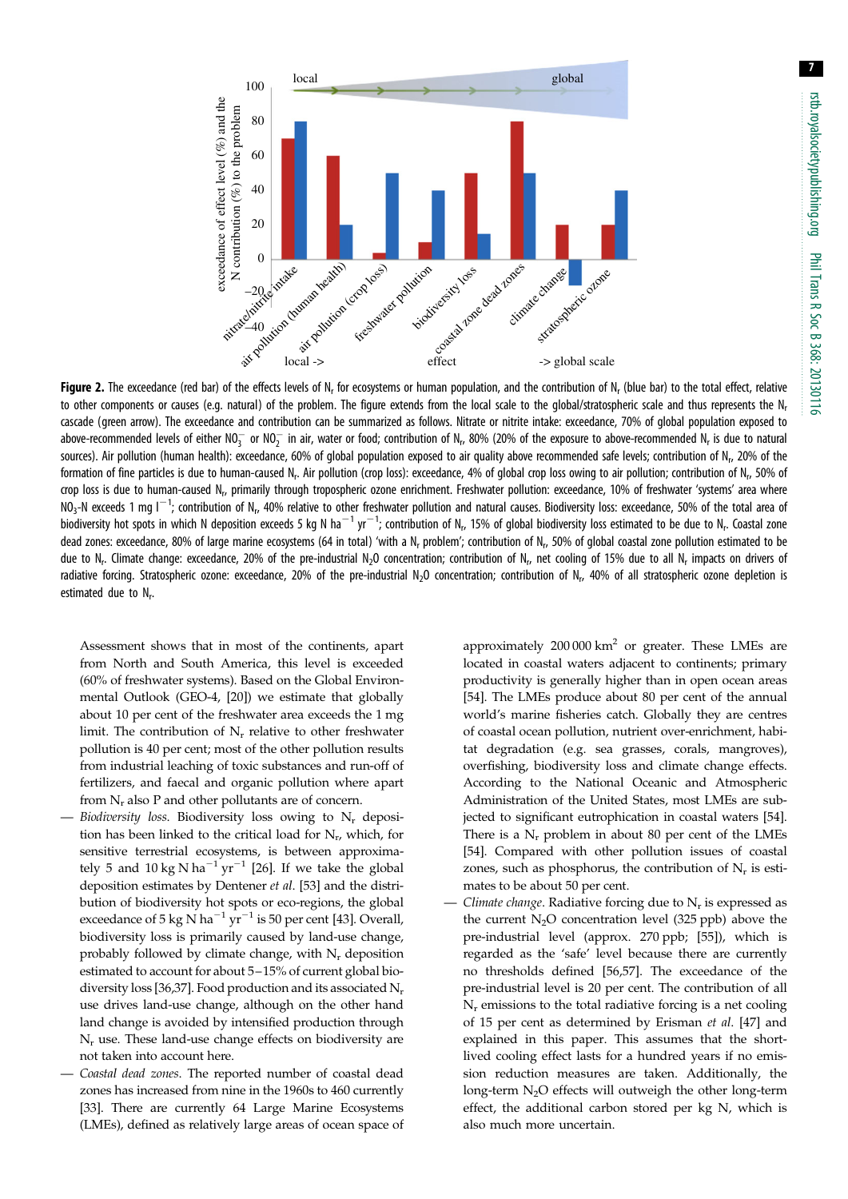**Figure 2.** The exceedance (red bar) of the effects levels of $N_r$ for ecosystems or human population, and the contribution of $N_r$ (blue bar) to the total effect, relative to other components or causes (e.g. natural) of the problem. The figure extends from the local scale to the global/stratospheric scale and thus represents the $N_r$ cascade (green arrow). The exceedance and contribution can be summarized as follows. Nitrate or nitrite intake: exceedance, 70% of global population exposed to above-recommended levels of either $NO_3^-$ or $NO_2^-$ in air, water or food; contribution of $N_r$, 80% (20% of the exposure to above-recommended $N_r$ is due to natural sources). Air pollution (human health): exceedance, 60% of global population exposed to air quality above recommended safe levels; contribution of $N_r$, 20% of the formation of fine particles is due to human-caused $N_r$. Air pollution (crop loss): exceedance, 4% of global crop loss owing to air pollution; contribution of $N_r$, 50% of crop loss is due to human-caused $N_r$, primarily through tropospheric ozone enrichment. Freshwater pollution: exceedance, 10% of freshwater 'systems' area where $NO_3$-N exceeds 1 mg $l^{-1}$; contribution of $N_r$, 40% relative to other freshwater pollution and natural causes. Biodiversity loss: exceedance, 50% of the total area of biodiversity hot spots in which N deposition exceeds 5 kg N $ha^{-1}$ $yr^{-1}$; contribution of $N_r$, 15% of global biodiversity loss estimated to be due to $N_r$. Coastal zone dead zones: exceedance, 80% of large marine ecosystems (64 in total) 'with a $N_r$ problem'; contribution of $N_r$, 50% of global coastal zone pollution estimated to be due to $N_r$. Climate change: exceedance, 20% of the pre-industrial $N_2O$ concentration; contribution of $N_r$, net cooling of 15% due to all $N_r$ impacts on drivers of radiative forcing. Stratospheric ozone: exceedance, 20% of the pre-industrial $N_2O$ concentration; contribution of $N_r$, 40% of all stratospheric ozone depletion is estimated due to $N_r$.

Assessment shows that in most of the continents, apart from North and South America, this level is exceeded (60% of freshwater systems). Based on the Global Environmental Outlook (GEO-4, [20]) we estimate that globally about 10 per cent of the freshwater area exceeds the 1 mg limit. The contribution of $N_r$ relative to other freshwater pollution is 40 per cent; most of the other pollution results from industrial leaching of toxic substances and run-off of fertilizers, and faecal and organic pollution where apart from $N_r$ also P and other pollutants are of concern.

- *Biodiversity loss*. Biodiversity loss owing to $N_r$ deposition has been linked to the critical load for $N_r$, which, for sensitive terrestrial ecosystems, is between approximately 5 and 10 kg N $ha^{-1}$ $yr^{-1}$ [26]. If we take the global deposition estimates by Dentener *et al*. [53] and the distribution of biodiversity hot spots or eco-regions, the global exceedance of 5 kg N $ha^{-1}$ $yr^{-1}$ is 50 per cent [43]. Overall, biodiversity loss is primarily caused by land-use change, probably followed by climate change, with $N_r$ deposition estimated to account for about 5–15% of current global biodiversity loss [36,37]. Food production and its associated $N_r$ use drives land-use change, although on the other hand land change is avoided by intensified production through $N_r$ use. These land-use change effects on biodiversity are not taken into account here.
- *Coastal dead zones*. The reported number of coastal dead zones has increased from nine in the 1960s to 460 currently [33]. There are currently 64 Large Marine Ecosystems (LMEs), defined as relatively large areas of ocean space of approximately 200 000 $km^2$ or greater. These LMEs are located in coastal waters adjacent to continents; primary productivity is generally higher than in open ocean areas [54]. The LMEs produce about 80 per cent of the annual world's marine fisheries catch. Globally they are centres of coastal ocean pollution, nutrient over-enrichment, habitat degradation (e.g. sea grasses, corals, mangroves), overfishing, biodiversity loss and climate change effects. According to the National Oceanic and Atmospheric Administration of the United States, most LMEs are subjected to significant eutrophication in coastal waters [54]. There is a $N_r$ problem in about 80 per cent of the LMEs [54]. Compared with other pollution issues of coastal zones, such as phosphorus, the contribution of $N_r$ is estimates to be about 50 per cent.
- *Climate change*. Radiative forcing due to $N_r$ is expressed as the current $N_2O$ concentration level (325 ppb) above the pre-industrial level (approx. 270 ppb; [55]), which is regarded as the 'safe' level because there are currently no thresholds defined [56,57]. The exceedance of the pre-industrial level is 20 per cent. The contribution of all $N_r$ emissions to the total radiative forcing is a net cooling of 15 per cent as determined by Erisman *et al*. [47] and explained in this paper. This assumes that the short-lived cooling effect lasts for a hundred years if no emission reduction measures are taken. Additionally, the long-term $N_2O$ effects will outweigh the other long-term effect, the additional carbon stored per kg N, which is also much more uncertain.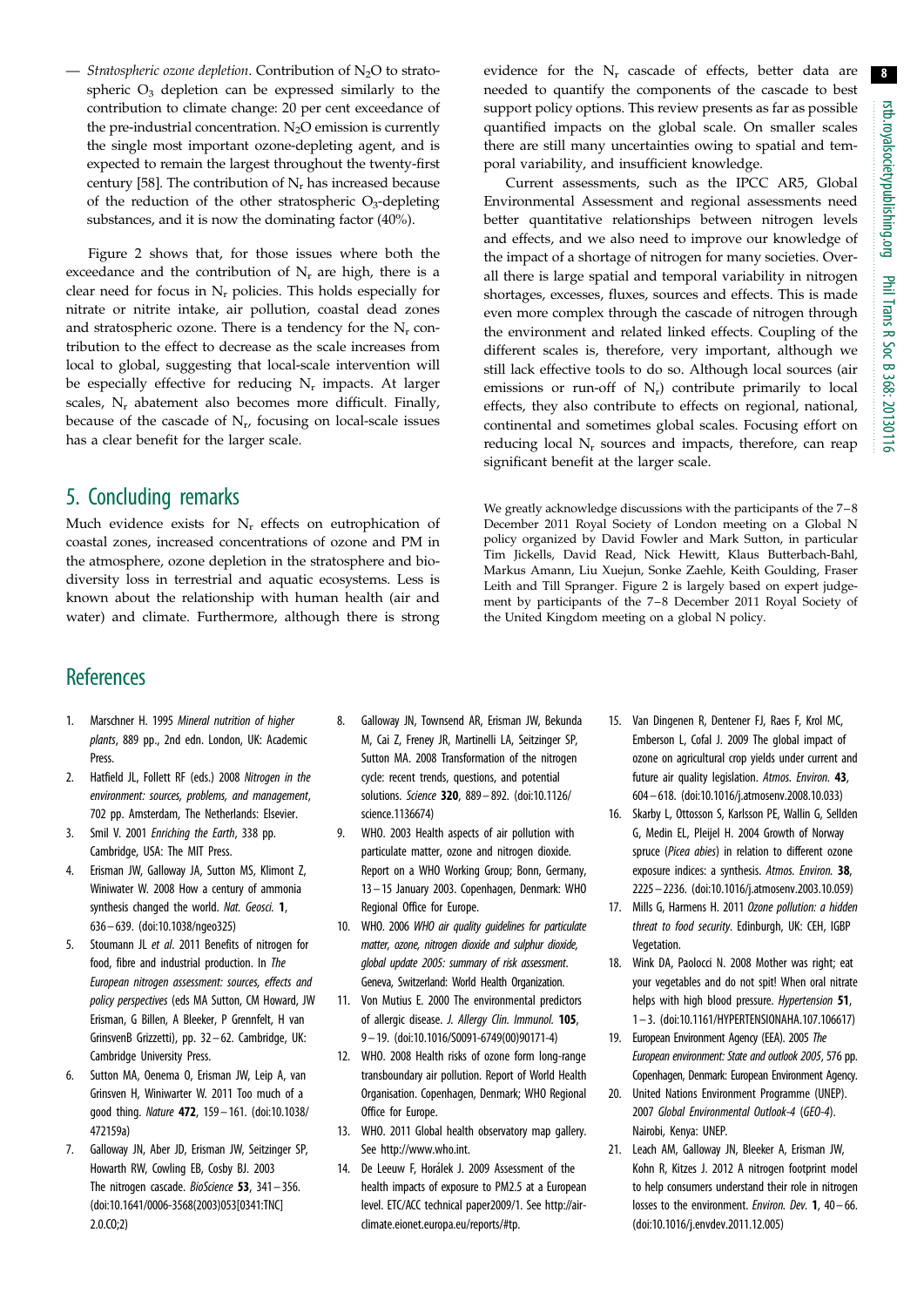— *Stratospheric ozone depletion*. Contribution of $N_2O$ to stratospheric $O_3$ depletion can be expressed similarly to the contribution to climate change: 20 per cent exceedance of the pre-industrial concentration. $N_2O$ emission is currently the single most important ozone-depleting agent, and is expected to remain the largest throughout the twenty-first century [58]. The contribution of $N_r$ has increased because of the reduction of the other stratospheric $O_3$-depleting substances, and it is now the dominating factor (40%).

Figure 2 shows that, for those issues where both the exceedance and the contribution of $N_r$ are high, there is a clear need for focus in $N_r$ policies. This holds especially for nitrate or nitrite intake, air pollution, coastal dead zones and stratospheric ozone. There is a tendency for the $N_r$ contribution to the effect to decrease as the scale increases from local to global, suggesting that local-scale intervention will be especially effective for reducing $N_r$ impacts. At larger scales, $N_r$ abatement also becomes more difficult. Finally, because of the cascade of $N_r$, focusing on local-scale issues has a clear benefit for the larger scale.

## 5. Concluding remarks

Much evidence exists for $N_r$ effects on eutrophication of coastal zones, increased concentrations of ozone and PM in the atmosphere, ozone depletion in the stratosphere and biodiversity loss in terrestrial and aquatic ecosystems. Less is known about the relationship with human health (air and water) and climate. Furthermore, although there is strong evidence for the $N_r$ cascade of effects, better data are needed to quantify the components of the cascade to best support policy options. This review presents as far as possible quantified impacts on the global scale. On smaller scales there are still many uncertainties owing to spatial and temporal variability, and insufficient knowledge.

Current assessments, such as the IPCC AR5, Global Environmental Assessment and regional assessments need better quantitative relationships between nitrogen levels and effects, and we also need to improve our knowledge of the impact of a shortage of nitrogen for many societies. Overall there is large spatial and temporal variability in nitrogen shortages, excesses, fluxes, sources and effects. This is made even more complex through the cascade of nitrogen through the environment and related linked effects. Coupling of the different scales is, therefore, very important, although we still lack effective tools to do so. Although local sources (air emissions or run-off of $N_r$) contribute primarily to local effects, they also contribute to effects on regional, national, continental and sometimes global scales. Focusing effort on reducing local $N_r$ sources and impacts, therefore, can reap significant benefit at the larger scale.

We greatly acknowledge discussions with the participants of the 7–8 December 2011 Royal Society of London meeting on a Global N policy organized by David Fowler and Mark Sutton, in particular Tim Jickells, David Read, Nick Hewitt, Klaus Butterbach-Bahl, Markus Amann, Liu Xuejun, Sonke Zaehle, Keith Goulding, Fraser Leith and Till Spranger. Figure 2 is largely based on expert judgement by participants of the 7–8 December 2011 Royal Society of the United Kingdom meeting on a global N policy.

## References

1. Marschner H. 1995 *Mineral nutrition of higher plants*, 889 pp., 2nd edn. London, UK: Academic Press.
2. Hatfield JL, Follett RF (eds.) 2008 *Nitrogen in the environment: sources, problems, and management*, 702 pp. Amsterdam, The Netherlands: Elsevier.
3. Smil V. 2001 *Enriching the Earth*, 338 pp. Cambridge, USA: The MIT Press.
4. Erisman JW, Galloway JA, Sutton MS, Klimont Z, Winiwater W. 2008 How a century of ammonia synthesis changed the world. *Nat. Geosci.* **1**, 636–639. (doi:10.1038/ngeo325)
5. Stoumann JL *et al*. 2011 Benefits of nitrogen for food, fibre and industrial production. In *The European nitrogen assessment: sources, effects and policy perspectives* (eds MA Sutton, CM Howard, JW Erisman, G Billen, A Bleeker, P Grennfelt, H van GrinsvenB Grizzetti), pp. 32–62. Cambridge, UK: Cambridge University Press.
6. Sutton MA, Oenema O, Erisman JW, Leip A, van Grinsven H, Winiwarter W. 2011 Too much of a good thing. *Nature* **472**, 159–161. (doi:10.1038/472159a)
7. Galloway JN, Aber JD, Erisman JW, Seitzinger SP, Howarth RW, Cowling EB, Cosby BJ. 2003 The nitrogen cascade. *BioScience* **53**, 341–356. (doi:10.1641/0006-3568(2003)053[0341:TNC]2.0.CO;2)
8. Galloway JN, Townsend AR, Erisman JW, Bekunda M, Cai Z, Freney JR, Martinelli LA, Seitzinger SP, Sutton MA. 2008 Transformation of the nitrogen cycle: recent trends, questions, and potential solutions. *Science* **320**, 889–892. (doi:10.1126/science.1136674)
9. WHO. 2003 Health aspects of air pollution with particulate matter, ozone and nitrogen dioxide. Report on a WHO Working Group; Bonn, Germany, 13–15 January 2003. Copenhagen, Denmark: WHO Regional Office for Europe.
10. WHO. 2006 *WHO air quality guidelines for particulate matter, ozone, nitrogen dioxide and sulphur dioxide, global update 2005: summary of risk assessment*. Geneva, Switzerland: World Health Organization.
11. Von Mutius E. 2000 The environmental predictors of allergic disease. *J. Allergy Clin. Immunol.* **105**, 9–19. (doi:10.1016/S0091-6749(00)90171-4)
12. WHO. 2008 Health risks of ozone form long-range transboundary air pollution. Report of World Health Organisation. Copenhagen, Denmark; WHO Regional Office for Europe.
13. WHO. 2011 Global health observatory map gallery. See http://www.who.int.
14. De Leeuw F, Horálek J. 2009 Assessment of the health impacts of exposure to PM2.5 at a European level. ETC/ACC technical paper2009/1. See http://air-climate.eionet.europa.eu/reports/#tp.
15. Van Dingenen R, Dentener FJ, Raes F, Krol MC, Emberson L, Cofal J. 2009 The global impact of ozone on agricultural crop yields under current and future air quality legislation. *Atmos. Environ.* **43**, 604–618. (doi:10.1016/j.atmosenv.2008.10.033)
16. Skarby L, Ottosson S, Karlsson PE, Wallin G, Sellden G, Medin EL, Pleijel H. 2004 Growth of Norway spruce (*Picea abies*) in relation to different ozone exposure indices: a synthesis. *Atmos. Environ.* **38**, 2225–2236. (doi:10.1016/j.atmosenv.2003.10.059)
17. Mills G, Harmens H. 2011 *Ozone pollution: a hidden threat to food security*. Edinburgh, UK: CEH, IGBP Vegetation.
18. Wink DA, Paolocci N. 2008 Mother was right; eat your vegetables and do not spit! When oral nitrate helps with high blood pressure. *Hypertension* **51**, 1–3. (doi:10.1161/HYPERTENSIONAHA.107.106617)
19. European Environment Agency (EEA). 2005 *The European environment: State and outlook 2005*, 576 pp. Copenhagen, Denmark: European Environment Agency.
20. United Nations Environment Programme (UNEP). 2007 *Global Environmental Outlook-4* (*GEO-4*). Nairobi, Kenya: UNEP.
21. Leach AM, Galloway JN, Bleeker A, Erisman JW, Kohn R, Kitzes J. 2012 A nitrogen footprint model to help consumers understand their role in nitrogen losses to the environment. *Environ. Dev.* **1**, 40–66. (doi:10.1016/j.envdev.2011.12.005)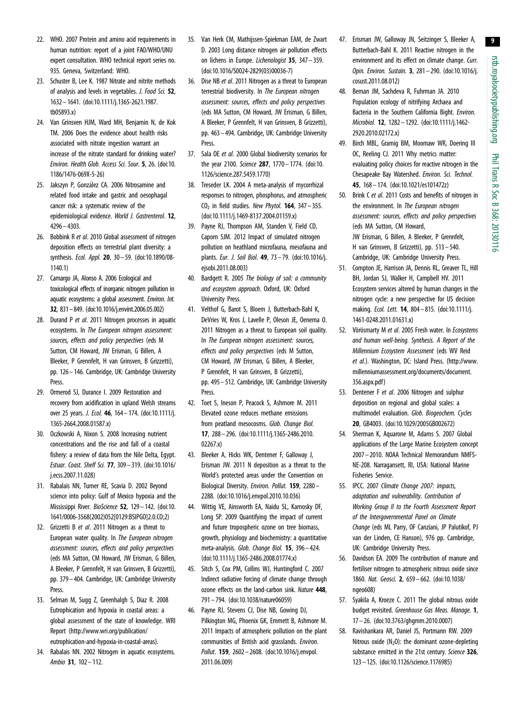22. WHO. 2007 Protein and amino acid requirements in human nutrition: report of a joint FAO/WHO/UNU expert consultation. WHO technical report series no. 935. Geneva, Switzerland: WHO.
23. Schuster B, Lee K. 1987 Nitrate and nitrite methods of analysis and levels in vegetables. *J. Food Sci.* **52**, 1632–1641. (doi:10.1111/j.1365-2621.1987.tb05893.x)
24. Van Grinsven HJM, Ward MH, Benjamin N, de Kok TM. 2006 Does the evidence about health risks associated with nitrate ingestion warrant an increase of the nitrate standard for drinking water? *Environ. Health Glob. Access Sci. Sour.* **5**, 26. (doi:10.1186/1476-069X-5-26)
25. Jakszyn P, González CA. 2006 Nitrosamine and related food intake and gastric and oesophagal cancer risk: a systematic review of the epidemiological evidence. *World J. Gastroenterol.* **12**, 4296–4303.
26. Bobbink R *et al*. 2010 Global assessment of nitrogen deposition effects on terrestrial plant diversity: a synthesis. *Ecol. Appl.* **20**, 30–59. (doi:10.1890/08-1140.1)
27. Camargo JA, Alonso A. 2006 Ecological and toxicological effects of inorganic nitrogen pollution in aquatic ecosystems: a global assessment. *Environ. Int.* **32**, 831–849. (doi:10.1016/j.envint.2006.05.002)
28. Durand P *et al*. 2011 Nitrogen processes in aquatic ecosystems. In *The European nitrogen assessment: sources, effects and policy perspectives* (eds M Sutton, CM Howard, JW Erisman, G Billen, A Bleeker, P Grennfelt, H van Grinsven, B Grizzetti), pp. 126–146. Cambridge, UK: Cambridge University Press.
29. Ormerod SJ, Durance I. 2009 Restoration and recovery from acidification in upland Welsh streams over 25 years. *J. Ecol.* **46**, 164–174. (doi:10.1111/j.1365-2664.2008.01587.x)
30. Oczkowski A, Nixon S. 2008 Increasing nutrient concentrations and the rise and fall of a coastal fishery: a review of data from the Nile Delta, Egypt. *Estuar. Coast. Shelf Sci.* **77**, 309–319. (doi:10.1016/j.ecss.2007.11.028)
31. Rabalais NN, Turner RE, Scavia D. 2002 Beyond science into policy: Gulf of Mexico hypoxia and the Mississippi River. *BioScience* **52**, 129–142. (doi:10.1641/0006-3568(2002)052[0129:BSIPGO]2.0.CO;2)
32. Grizzetti B *et al*. 2011 Nitrogen as a threat to European water quality. In *The European nitrogen assessment: sources, effects and policy perspectives* (eds MA Sutton, CM Howard, JW Erisman, G Billen, A Bleeker, P Grennfelt, H van Grinsven, B Grizzetti), pp. 379–404. Cambridge, UK: Cambridge University Press.
33. Selman M, Sugg Z, Greenhalgh S, Diaz R. 2008 Eutrophication and hypoxia in coastal areas: a global assessment of the state of knowledge. WRI Report (http://www.wri.org/publication/eutrophication-and-hypoxia-in-coastal-areas).
34. Rabalais NN. 2002 Nitrogen in aquatic ecosystems. *Ambio* **31**, 102–112.
35. Van Herk CM, Mathijssen-Spiekman EAM, de Zwart D. 2003 Long distance nitrogen air pollution effects on lichens in Europe. *Lichenologist* **35**, 347–359. (doi:10.1016/S0024-2829(03)00036-7)
36. Dise NB *et al*. 2011 Nitrogen as a threat to European terrestrial biodiversity. In *The European nitrogen assessment: sources, effects and policy perspectives* (eds MA Sutton, CM Howard, JW Erisman, G Billen, A Bleeker, P Grennfelt, H van Grinsven, B Grizzetti), pp. 463–494. Cambridge, UK: Cambridge University Press.
37. Sala OE *et al*. 2000 Global biodiversity scenarios for the year 2100. *Science* **287**, 1770–1774. (doi:10.1126/science.287.5459.1770)
38. Treseder LK. 2004 A meta-analysis of mycorrhizal responses to nitrogen, phosphorus, and atmospheric $CO_2$ in field studies. *New Phytol.* **164**, 347–355. (doi:10.1111/j.1469-8137.2004.01159.x)
39. Payne RJ, Thompson AM, Standen V, Field CD, Caporn SJM. 2012 Impact of simulated nitrogen pollution on heathland microfauna, mesofauna and plants. *Eur. J. Soil Biol.* **49**, 73–79. (doi:10.1016/j.ejsobi.2011.08.003)
40. Bardgett R. 2005 *The biology of soil: a community and ecosystem approach*. Oxford, UK: Oxford University Press.
41. Velthof G, Barot S, Bloem J, Butterbach-Bahl K, DeVries W, Kros J, Lavelle P, Oleson JE, Oenema O. 2011 Nitrogen as a threat to European soil quality. In *The European nitrogen assessment: sources, effects and policy perspectives* (eds M Sutton, CM Howard, JW Erisman, G Billen, A Bleeker, P Grennfelt, H van Grinsven, B Grizzetti), pp. 495–512. Cambridge, UK: Cambridge University Press.
42. Toet S, Ineson P, Peacock S, Ashmore M. 2011 Elevated ozone reduces methane emissions from peatland mesocosms. *Glob. Change Biol.* **17**, 288–296. (doi:10.1111/j.1365-2486.2010.02267.x)
43. Bleeker A, Hicks WK, Dentener F, Galloway J, Erisman JW. 2011 N deposition as a threat to the World's protected areas under the Convention on Biological Diversity. *Environ. Pollut.* **159**, 2280–2288. (doi:10.1016/j.envpol.2010.10.036)
44. Wittig VE, Ainsworth EA, Naidu SL, Karnosky DF, Long SP. 2009 Quantifying the impact of current and future tropospheric ozone on tree biomass, growth, physiology and biochemistry: a quantitative meta-analysis. *Glob. Change Biol.* **15**, 396–424. (doi:10.1111/j.1365-2486.2008.01774.x)
45. Sitch S, Cox PM, Collins WJ, Huntingford C. 2007 Indirect radiative forcing of climate change through ozone effects on the land-carbon sink. *Nature* **448**, 791–794. (doi:10.1038/nature06059)
46. Payne RJ, Stevens CJ, Dise NB, Gowing DJ, Pilkington MG, Phoenix GK, Emmett B, Ashmore M. 2011 Impacts of atmospheric pollution on the plant communities of British acid grasslands. *Environ. Pollut.* **159**, 2602–2608. (doi:10.1016/j.envpol.2011.06.009)
47. Erisman JW, Galloway JN, Seitzinger S, Bleeker A, Butterbach-Bahl K. 2011 Reactive nitrogen in the environment and its effect on climate change. *Curr. Opin. Environ. Sustain.* **3**, 281–290. (doi:10.1016/j.cosust.2011.08.012)
48. Beman JM, Sachdeva R, Fuhrman JA. 2010 Population ecology of nitrifying Archaea and Bacteria in the Southern California Bight. *Environ. Microbiol.* **12**, 1282–1292. (doi:10.1111/j.1462-2920.2010.02172.x)
49. Birch MBL, Gramig BM, Moomaw WR, Doering III OC, Reeling CJ. 2011 Why metrics matter: evaluating policy choices for reactive nitrogen in the Chesapeake Bay Watershed. *Environ. Sci. Technol.* **45**, 168–174. (doi:10.1021/es101472z)
50. Brink C *et al*. 2011 Costs and benefits of nitrogen in the environment. In *The European nitrogen assessment: sources, effects and policy perspectives* (eds MA Sutton, CM Howard, JW Erisman, G Billen, A Bleeker, P Grennfelt, H van Grinsven, B Grizzetti), pp. 513–540. Cambridge, UK: Cambridge University Press.
51. Compton JE, Harrison JA, Dennis RL, Greaver TL, Hill BH, Jordan SJ, Walker H, Campbell HV. 2011 Ecosystem services altered by human changes in the nitrogen cycle: a new perspective for US decision making. *Ecol. Lett.* **14**, 804–815. (doi:10.1111/j.1461-0248.2011.01631.x)
52. Vörösmarty M *et al*. 2005 Fresh water. In *Ecosystems and human well-being. Synthesis. A Report of the Millennium Ecosystem Assessment* (eds WV Reid *et al*.). Washington, DC: Island Press. (http://www.millenniumassessment.org/documents/document.356.aspx.pdf)
53. Dentener F *et al*. 2006 Nitrogen and sulphur deposition on regional and global scales: a multimodel evaluation. *Glob. Biogeochem. Cycles* **20**, GB4003. (doi:10.1029/2005GB002672)
54. Sherman K, Aquarone M, Adams S. 2007 Global applications of the Large Marine Ecosystem concept 2007–2010. NOAA Technical Memorandum NMFS-NE-208. Narragansett, RI, USA: National Marine Fisheries Service.
55. IPCC. 2007 *Climate Change 2007: impacts, adaptation and vulnerability. Contribution of Working Group II to the Fourth Assessment Report of the Intergovernmental Panel on Climate Change* (eds ML Parry, OF Canziani, JP Palutikof, PJ van der Linden, CE Hanson), 976 pp. Cambridge, UK: Cambridge University Press.
56. Davidson EA. 2009 The contribution of manure and fertiliser nitrogen to atmospheric nitrous oxide since 1860. *Nat. Geosci.* **2**, 659–662. (doi:10.1038/ngeo608)
57. Syakila A, Kroeze C. 2011 The global nitrous oxide budget revisited. *Greenhouse Gas Meas. Manage.* **1**, 17–26. (doi:10.3763/ghgmm.2010.0007)
58. Ravishankara AR, Daniel JS, Portmann RW. 2009 Nitrous oxide ($N_2O$): the dominant ozone-depleting substance emitted in the 21st century. *Science* **326**, 123–125. (doi:10.1126/science.1176985)